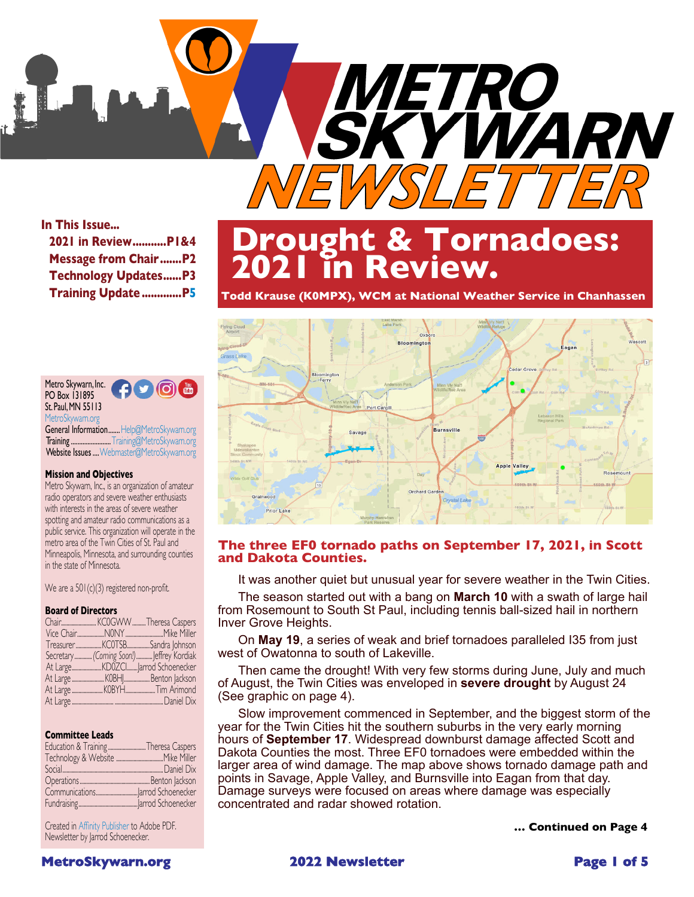# METRO SKYWARN NEWSLETTER

**In This Issue...**

- **2021 in Review...........P1&4**
- **Message from Chair.......P2**
- **Technology Updates......P3**
- **Training Update.............P5**

Metro Skywarn, Inc.
PO Box 131895
St. Paul, MN 55113
MetroSkywarn.org

General Information....... Help@MetroSkywarn.org
Training ....................... Training@MetroSkywarn.org
Website Issues .... Webmaster@MetroSkywarn.org

### Mission and Objectives

Metro Skywarn, Inc., is an organization of amateur radio operators and severe weather enthusiasts with interests in the areas of severe weather spotting and amateur radio communications as a public service. This organization will operate in the metro area of the Twin Cities of St. Paul and Minneapolis, Minnesota, and surrounding counties in the state of Minnesota.

We are a 501(c)(3) registered non-profit.

### Board of Directors

| Position | Call Sign | Name |
|---|---|---|
| Chair | KC0GWW | Theresa Caspers |
| Vice Chair | N0NY | Mike Miller |
| Treasurer | KC0TSB | Sandra Johnson |
| Secretary | *(Coming Soon!)* | Jeffrey Kordiak |
| At Large | KD0ZCI | Jarrod Schoenecker |
| At Large | K0BHJ | Benton Jackson |
| At Large | K0BYH | Tim Arimond |
| At Large | | Daniel Dix |

### Committee Leads

| Committee | Lead |
|---|---|
| Education & Training | Theresa Caspers |
| Technology & Website | Mike Miller |
| Social | Daniel Dix |
| Operations | Benton Jackson |
| Communications | Jarrod Schoenecker |
| Fundraising | Jarrod Schoenecker |

Created in Affinity Publisher to Adobe PDF.
Newsletter by Jarrod Schoenecker.

# Drought & Tornadoes: 2021 in Review.

**Todd Krause (K0MPX), WCM at National Weather Service in Chanhassen**

**The three EF0 tornado paths on September 17, 2021, in Scott and Dakota Counties.**

It was another quiet but unusual year for severe weather in the Twin Cities.

The season started out with a bang on **March 10** with a swath of large hail from Rosemount to South St Paul, including tennis ball-sized hail in northern Inver Grove Heights.

On **May 19**, a series of weak and brief tornadoes paralleled I35 from just west of Owatonna to south of Lakeville.

Then came the drought! With very few storms during June, July and much of August, the Twin Cities was enveloped in **severe drought** by August 24 (See graphic on page 4).

Slow improvement commenced in September, and the biggest storm of the year for the Twin Cities hit the southern suburbs in the very early morning hours of **September 17**. Widespread downburst damage affected Scott and Dakota Counties the most. Three EF0 tornadoes were embedded within the larger area of wind damage. The map above shows tornado damage path and points in Savage, Apple Valley, and Burnsville into Eagan from that day. Damage surveys were focused on areas where damage was especially concentrated and radar showed rotation.

**... Continued on Page 4**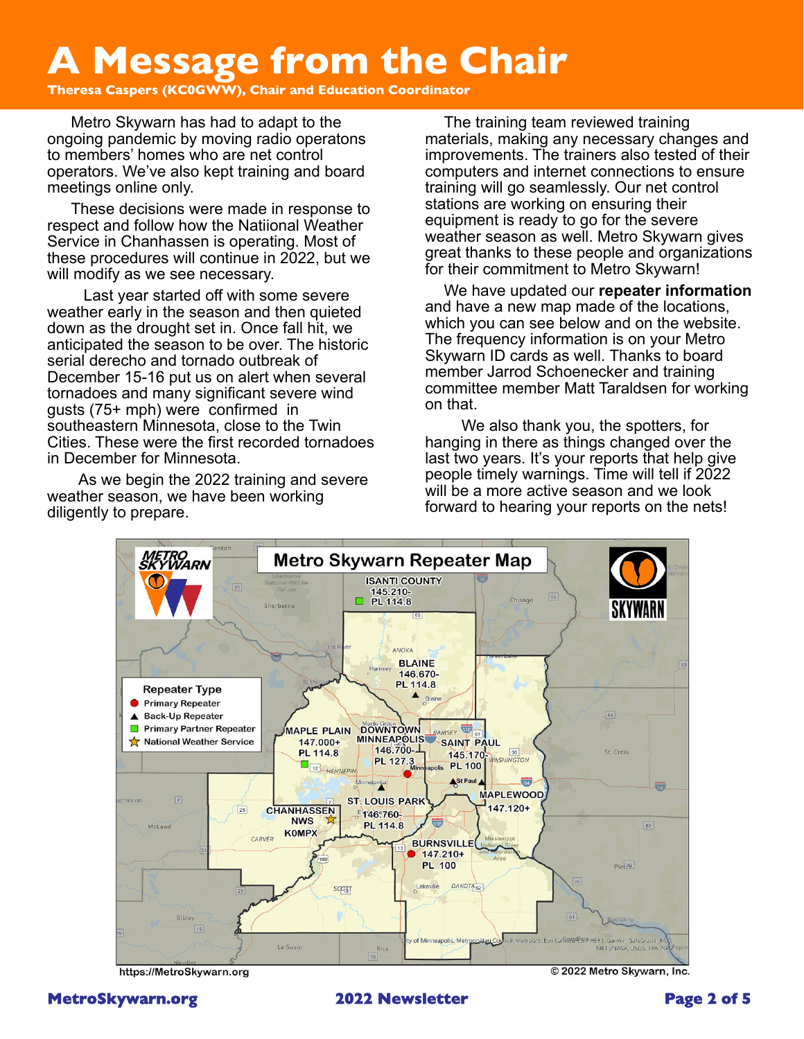# A Message from the Chair

**Theresa Caspers (KC0GWW), Chair and Education Coordinator**

Metro Skywarn has had to adapt to the ongoing pandemic by moving radio operatons to members' homes who are net control operators. We've also kept training and board meetings online only.

These decisions were made in response to respect and follow how the Natiional Weather Service in Chanhassen is operating. Most of these procedures will continue in 2022, but we will modify as we see necessary.

Last year started off with some severe weather early in the season and then quieted down as the drought set in. Once fall hit, we anticipated the season to be over. The historic serial derecho and tornado outbreak of December 15-16 put us on alert when several tornadoes and many significant severe wind gusts (75+ mph) were confirmed in southeastern Minnesota, close to the Twin Cities. These were the first recorded tornadoes in December for Minnesota.

As we begin the 2022 training and severe weather season, we have been working diligently to prepare.

The training team reviewed training materials, making any necessary changes and improvements. The trainers also tested of their computers and internet connections to ensure training will go seamlessly. Our net control stations are working on ensuring their equipment is ready to go for the severe weather season as well. Metro Skywarn gives great thanks to these people and organizations for their commitment to Metro Skywarn!

We have updated our **repeater information** and have a new map made of the locations, which you can see below and on the website. The frequency information is on your Metro Skywarn ID cards as well. Thanks to board member Jarrod Schoenecker and training committee member Matt Taraldsen for working on that.

We also thank you, the spotters, for hanging in there as things changed over the last two years. It's your reports that help give people timely warnings. Time will tell if 2022 will be a more active season and we look forward to hearing your reports on the nets!

## Metro Skywarn Repeater Map

Repeater Type:
- Primary Repeater
- Back-Up Repeater
- Primary Partner Repeater
- National Weather Service

| Location | Frequency | PL |
| --- | --- | --- |
| ISANTI COUNTY | 145.210- | PL 114.8 |
| BLAINE | 146.670- | PL 114.8 |
| MAPLE PLAIN | 147.000+ | PL 114.8 |
| DOWNTOWN MINNEAPOLIS | 146.700- | PL 127.3 |
| SAINT PAUL | 145.170- | PL 100 |
| MAPLEWOOD | 147.120+ | |
| ST. LOUIS PARK | 146.760- | PL 114.8 |
| BURNSVILLE | 147.210+ | PL 100 |
| CHANHASSEN NWS | K0MPX | |

https://MetroSkywarn.org

© 2022 Metro Skywarn, Inc.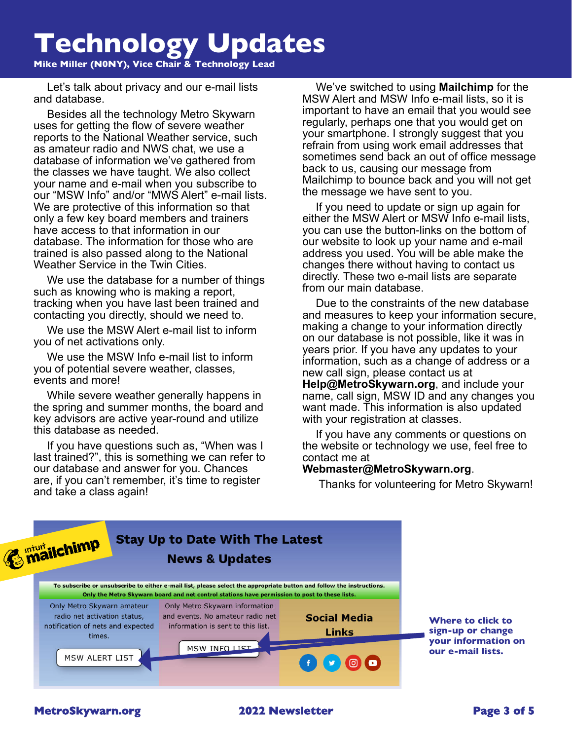# Technology Updates

**Mike Miller (N0NY), Vice Chair & Technology Lead**

Let's talk about privacy and our e-mail lists and database.

Besides all the technology Metro Skywarn uses for getting the flow of severe weather reports to the National Weather service, such as amateur radio and NWS chat, we use a database of information we've gathered from the classes we have taught. We also collect your name and e-mail when you subscribe to our "MSW Info" and/or "MWS Alert" e-mail lists. We are protective of this information so that only a few key board members and trainers have access to that information in our database. The information for those who are trained is also passed along to the National Weather Service in the Twin Cities.

We use the database for a number of things such as knowing who is making a report, tracking when you have last been trained and contacting you directly, should we need to.

We use the MSW Alert e-mail list to inform you of net activations only.

We use the MSW Info e-mail list to inform you of potential severe weather, classes, events and more!

While severe weather generally happens in the spring and summer months, the board and key advisors are active year-round and utilize this database as needed.

If you have questions such as, "When was I last trained?", this is something we can refer to our database and answer for you. Chances are, if you can't remember, it's time to register and take a class again!

We've switched to using **Mailchimp** for the MSW Alert and MSW Info e-mail lists, so it is important to have an email that you would see regularly, perhaps one that you would get on your smartphone. I strongly suggest that you refrain from using work email addresses that sometimes send back an out of office message back to us, causing our message from Mailchimp to bounce back and you will not get the message we have sent to you.

If you need to update or sign up again for either the MSW Alert or MSW Info e-mail lists, you can use the button-links on the bottom of our website to look up your name and e-mail address you used. You will be able make the changes there without having to contact us directly. These two e-mail lists are separate from our main database.

Due to the constraints of the new database and measures to keep your information secure, making a change to your information directly on our database is not possible, like it was in years prior. If you have any updates to your information, such as a change of address or a new call sign, please contact us at **Help@MetroSkywarn.org**, and include your name, call sign, MSW ID and any changes you want made. This information is also updated with your registration at classes.

If you have any comments or questions on the website or technology we use, feel free to contact me at **Webmaster@MetroSkywarn.org**.

Thanks for volunteering for Metro Skywarn!

**Stay Up to Date With The Latest News & Updates**

To subscribe or unsubscribe to either e-mail list, please select the appropriate button and follow the instructions. Only the Metro Skywarn board and net control stations have permission to post to these lists.

| Only Metro Skywarn amateur radio net activation status, notification of nets and expected times. | Only Metro Skywarn information and events. No amateur radio net information is sent to this list. | **Social Media Links** |
|---|---|---|
| MSW ALERT LIST | MSW INFO LIST | |

**Where to click to sign-up or change your information on our e-mail lists.**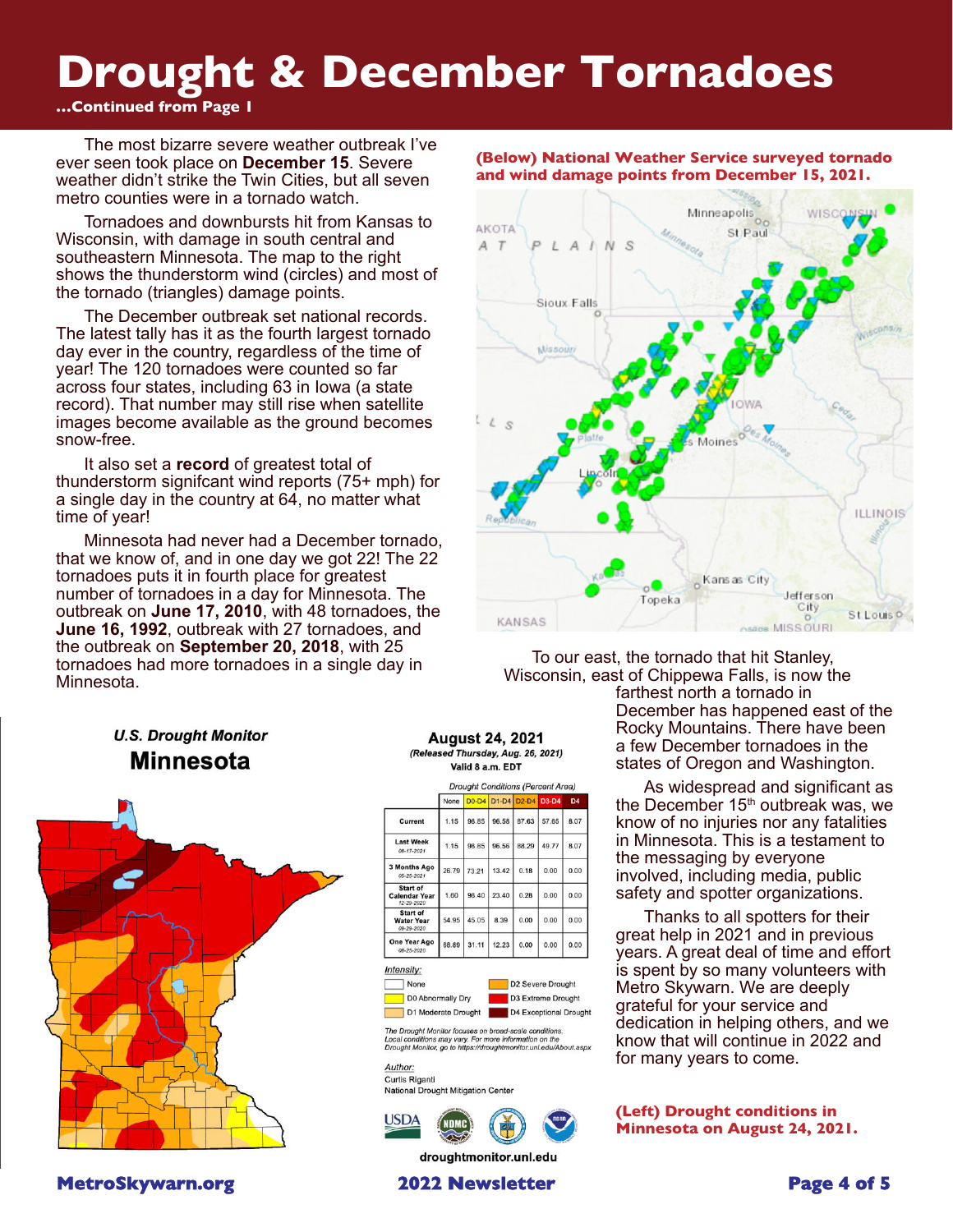# Drought & December Tornadoes

**...Continued from Page 1**

The most bizarre severe weather outbreak I've ever seen took place on **December 15**. Severe weather didn't strike the Twin Cities, but all seven metro counties were in a tornado watch.

Tornadoes and downbursts hit from Kansas to Wisconsin, with damage in south central and southeastern Minnesota. The map to the right shows the thunderstorm wind (circles) and most of the tornado (triangles) damage points.

The December outbreak set national records. The latest tally has it as the fourth largest tornado day ever in the country, regardless of the time of year! The 120 tornadoes were counted so far across four states, including 63 in Iowa (a state record). That number may still rise when satellite images become available as the ground becomes snow-free.

It also set a **record** of greatest total of thunderstorm signifcant wind reports (75+ mph) for a single day in the country at 64, no matter what time of year!

Minnesota had never had a December tornado, that we know of, and in one day we got 22! The 22 tornadoes puts it in fourth place for greatest number of tornadoes in a day for Minnesota. The outbreak on **June 17, 2010**, with 48 tornadoes, the **June 16, 1992**, outbreak with 27 tornadoes, and the outbreak on **September 20, 2018**, with 25 tornadoes had more tornadoes in a single day in Minnesota.

**(Below) National Weather Service surveyed tornado and wind damage points from December 15, 2021.**

To our east, the tornado that hit Stanley, Wisconsin, east of Chippewa Falls, is now the farthest north a tornado in December has happened east of the Rocky Mountains. There have been a few December tornadoes in the states of Oregon and Washington.

As widespread and significant as the December 15th outbreak was, we know of no injuries nor any fatalities in Minnesota. This is a testament to the messaging by everyone involved, including media, public safety and spotter organizations.

Thanks to all spotters for their great help in 2021 and in previous years. A great deal of time and effort is spent by so many volunteers with Metro Skywarn. We are deeply grateful for your service and dedication in helping others, and we know that will continue in 2022 and for many years to come.

*U.S. Drought Monitor*
**Minnesota**

**August 24, 2021**
*(Released Thursday, Aug. 26, 2021)*
Valid 8 a.m. EDT

*Drought Conditions (Percent Area)*

| | None | D0-D4 | D1-D4 | D2-D4 | D3-D4 | D4 |
|---|---|---|---|---|---|---|
| Current | 1.15 | 98.85 | 96.58 | 87.63 | 57.65 | 8.07 |
| Last Week 08-17-2021 | 1.15 | 98.85 | 96.56 | 88.29 | 49.77 | 8.07 |
| 3 Months Ago 05-25-2021 | 26.79 | 73.21 | 13.42 | 0.18 | 0.00 | 0.00 |
| Start of Calendar Year 12-29-2020 | 1.60 | 98.40 | 23.40 | 0.28 | 0.00 | 0.00 |
| Start of Water Year 09-29-2020 | 54.95 | 45.05 | 8.39 | 0.00 | 0.00 | 0.00 |
| One Year Ago 08-25-2020 | 68.89 | 31.11 | 12.23 | 0.00 | 0.00 | 0.00 |

*Intensity:*
- None
- D0 Abnormally Dry
- D1 Moderate Drought
- D2 Severe Drought
- D3 Extreme Drought
- D4 Exceptional Drought

*The Drought Monitor focuses on broad-scale conditions. Local conditions may vary. For more information on the Drought Monitor, go to https://droughtmonitor.unl.edu/About.aspx*

*Author:*
Curtis Riganti
National Drought Mitigation Center

droughtmonitor.unl.edu

**(Left) Drought conditions in Minnesota on August 24, 2021.**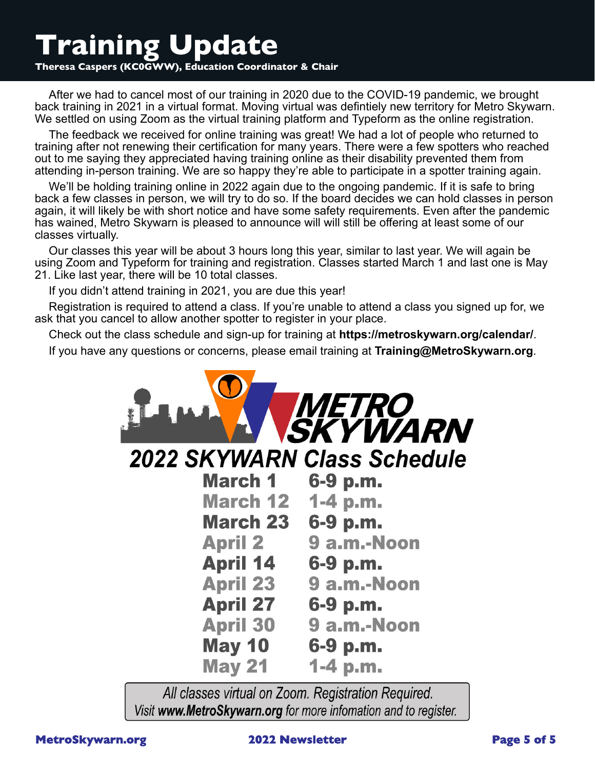# Training Update

**Theresa Caspers (KC0GWW), Education Coordinator & Chair**

After we had to cancel most of our training in 2020 due to the COVID-19 pandemic, we brought back training in 2021 in a virtual format. Moving virtual was defintiely new territory for Metro Skywarn. We settled on using Zoom as the virtual training platform and Typeform as the online registration.

The feedback we received for online training was great! We had a lot of people who returned to training after not renewing their certification for many years. There were a few spotters who reached out to me saying they appreciated having training online as their disability prevented them from attending in-person training. We are so happy they're able to participate in a spotter training again.

We'll be holding training online in 2022 again due to the ongoing pandemic. If it is safe to bring back a few classes in person, we will try to do so. If the board decides we can hold classes in person again, it will likely be with short notice and have some safety requirements. Even after the pandemic has wained, Metro Skywarn is pleased to announce will will still be offering at least some of our classes virtually.

Our classes this year will be about 3 hours long this year, similar to last year. We will again be using Zoom and Typeform for training and registration. Classes started March 1 and last one is May 21. Like last year, there will be 10 total classes.

If you didn't attend training in 2021, you are due this year!

Registration is required to attend a class. If you're unable to attend a class you signed up for, we ask that you cancel to allow another spotter to register in your place.

Check out the class schedule and sign-up for training at **https://metroskywarn.org/calendar/**.

If you have any questions or concerns, please email training at **Training@MetroSkywarn.org**.

METRO SKYWARN

## 2022 SKYWARN Class Schedule

| | |
|---|---|
| March 1 | 6-9 p.m. |
| March 12 | 1-4 p.m. |
| March 23 | 6-9 p.m. |
| April 2 | 9 a.m.-Noon |
| April 14 | 6-9 p.m. |
| April 23 | 9 a.m.-Noon |
| April 27 | 6-9 p.m. |
| April 30 | 9 a.m.-Noon |
| May 10 | 6-9 p.m. |
| May 21 | 1-4 p.m. |

*All classes virtual on Zoom. Registration Required.*
*Visit **www.MetroSkywarn.org** for more infomation and to register.*